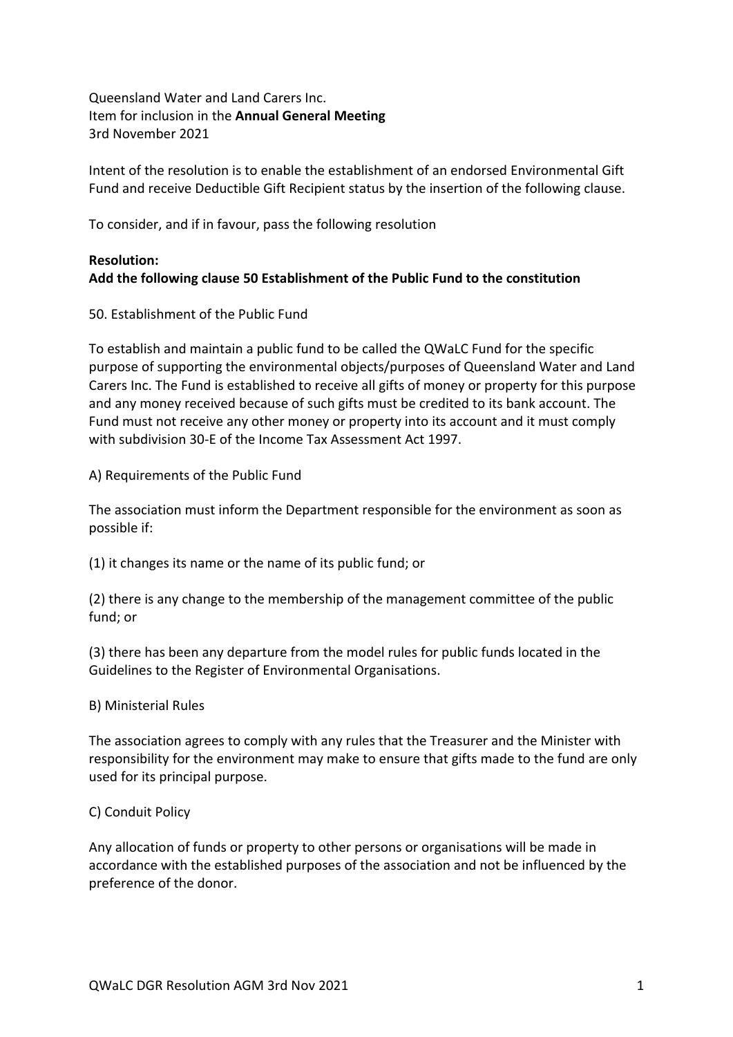Queensland Water and Land Carers Inc.
Item for inclusion in the **Annual General Meeting**
3rd November 2021

Intent of the resolution is to enable the establishment of an endorsed Environmental Gift Fund and receive Deductible Gift Recipient status by the insertion of the following clause.

To consider, and if in favour, pass the following resolution

**Resolution:**
**Add the following clause 50 Establishment of the Public Fund to the constitution**

50. Establishment of the Public Fund

To establish and maintain a public fund to be called the QWaLC Fund for the specific purpose of supporting the environmental objects/purposes of Queensland Water and Land Carers Inc. The Fund is established to receive all gifts of money or property for this purpose and any money received because of such gifts must be credited to its bank account. The Fund must not receive any other money or property into its account and it must comply with subdivision 30-E of the Income Tax Assessment Act 1997.

A) Requirements of the Public Fund

The association must inform the Department responsible for the environment as soon as possible if:

(1) it changes its name or the name of its public fund; or

(2) there is any change to the membership of the management committee of the public fund; or

(3) there has been any departure from the model rules for public funds located in the Guidelines to the Register of Environmental Organisations.

B) Ministerial Rules

The association agrees to comply with any rules that the Treasurer and the Minister with responsibility for the environment may make to ensure that gifts made to the fund are only used for its principal purpose.

C) Conduit Policy

Any allocation of funds or property to other persons or organisations will be made in accordance with the established purposes of the association and not be influenced by the preference of the donor.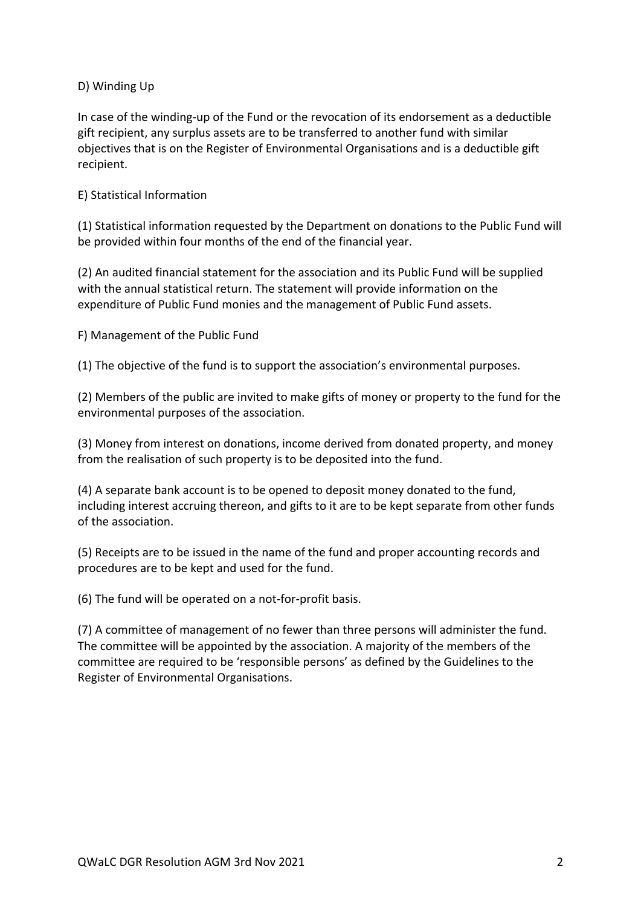D) Winding Up

In case of the winding-up of the Fund or the revocation of its endorsement as a deductible gift recipient, any surplus assets are to be transferred to another fund with similar objectives that is on the Register of Environmental Organisations and is a deductible gift recipient.

E) Statistical Information

(1) Statistical information requested by the Department on donations to the Public Fund will be provided within four months of the end of the financial year.

(2) An audited financial statement for the association and its Public Fund will be supplied with the annual statistical return. The statement will provide information on the expenditure of Public Fund monies and the management of Public Fund assets.

F) Management of the Public Fund

(1) The objective of the fund is to support the association's environmental purposes.

(2) Members of the public are invited to make gifts of money or property to the fund for the environmental purposes of the association.

(3) Money from interest on donations, income derived from donated property, and money from the realisation of such property is to be deposited into the fund.

(4) A separate bank account is to be opened to deposit money donated to the fund, including interest accruing thereon, and gifts to it are to be kept separate from other funds of the association.

(5) Receipts are to be issued in the name of the fund and proper accounting records and procedures are to be kept and used for the fund.

(6) The fund will be operated on a not-for-profit basis.

(7) A committee of management of no fewer than three persons will administer the fund. The committee will be appointed by the association. A majority of the members of the committee are required to be 'responsible persons' as defined by the Guidelines to the Register of Environmental Organisations.